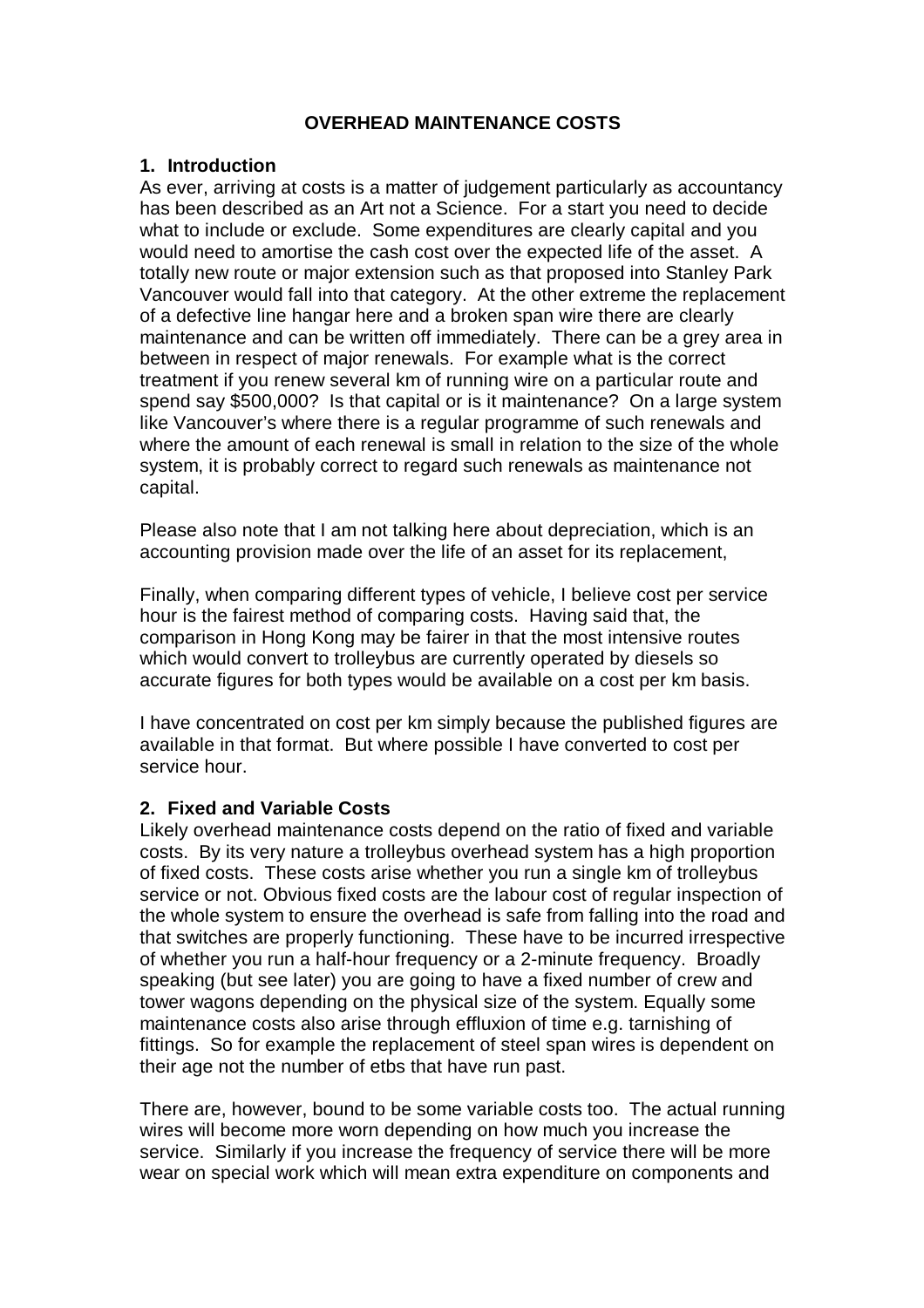# OVERHEAD MAINTENANCE COSTS

## 1. Introduction

As ever, arriving at costs is a matter of judgement particularly as accountancy has been described as an Art not a Science. For a start you need to decide what to include or exclude. Some expenditures are clearly capital and you would need to amortise the cash cost over the expected life of the asset. A totally new route or major extension such as that proposed into Stanley Park Vancouver would fall into that category. At the other extreme the replacement of a defective line hangar here and a broken span wire there are clearly maintenance and can be written off immediately. There can be a grey area in between in respect of major renewals. For example what is the correct treatment if you renew several km of running wire on a particular route and spend say $500,000? Is that capital or is it maintenance? On a large system like Vancouver's where there is a regular programme of such renewals and where the amount of each renewal is small in relation to the size of the whole system, it is probably correct to regard such renewals as maintenance not capital.

Please also note that I am not talking here about depreciation, which is an accounting provision made over the life of an asset for its replacement,

Finally, when comparing different types of vehicle, I believe cost per service hour is the fairest method of comparing costs. Having said that, the comparison in Hong Kong may be fairer in that the most intensive routes which would convert to trolleybus are currently operated by diesels so accurate figures for both types would be available on a cost per km basis.

I have concentrated on cost per km simply because the published figures are available in that format. But where possible I have converted to cost per service hour.

## 2. Fixed and Variable Costs

Likely overhead maintenance costs depend on the ratio of fixed and variable costs. By its very nature a trolleybus overhead system has a high proportion of fixed costs. These costs arise whether you run a single km of trolleybus service or not. Obvious fixed costs are the labour cost of regular inspection of the whole system to ensure the overhead is safe from falling into the road and that switches are properly functioning. These have to be incurred irrespective of whether you run a half-hour frequency or a 2-minute frequency. Broadly speaking (but see later) you are going to have a fixed number of crew and tower wagons depending on the physical size of the system. Equally some maintenance costs also arise through effluxion of time e.g. tarnishing of fittings. So for example the replacement of steel span wires is dependent on their age not the number of etbs that have run past.

There are, however, bound to be some variable costs too. The actual running wires will become more worn depending on how much you increase the service. Similarly if you increase the frequency of service there will be more wear on special work which will mean extra expenditure on components and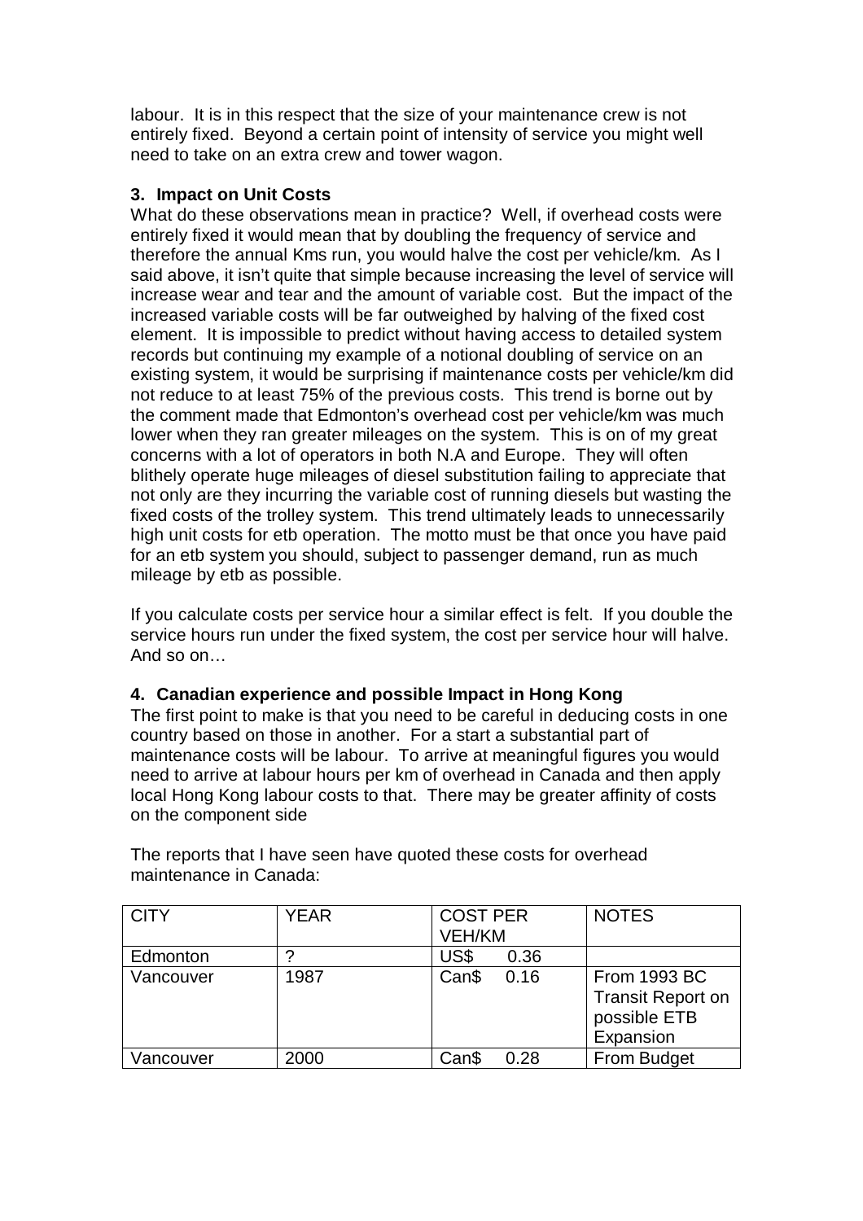labour. It is in this respect that the size of your maintenance crew is not entirely fixed. Beyond a certain point of intensity of service you might well need to take on an extra crew and tower wagon.

### 3. Impact on Unit Costs

What do these observations mean in practice? Well, if overhead costs were entirely fixed it would mean that by doubling the frequency of service and therefore the annual Kms run, you would halve the cost per vehicle/km. As I said above, it isn't quite that simple because increasing the level of service will increase wear and tear and the amount of variable cost. But the impact of the increased variable costs will be far outweighed by halving of the fixed cost element. It is impossible to predict without having access to detailed system records but continuing my example of a notional doubling of service on an existing system, it would be surprising if maintenance costs per vehicle/km did not reduce to at least 75% of the previous costs. This trend is borne out by the comment made that Edmonton's overhead cost per vehicle/km was much lower when they ran greater mileages on the system. This is on of my great concerns with a lot of operators in both N.A and Europe. They will often blithely operate huge mileages of diesel substitution failing to appreciate that not only are they incurring the variable cost of running diesels but wasting the fixed costs of the trolley system. This trend ultimately leads to unnecessarily high unit costs for etb operation. The motto must be that once you have paid for an etb system you should, subject to passenger demand, run as much mileage by etb as possible.

If you calculate costs per service hour a similar effect is felt. If you double the service hours run under the fixed system, the cost per service hour will halve. And so on…

### 4. Canadian experience and possible Impact in Hong Kong

The first point to make is that you need to be careful in deducing costs in one country based on those in another. For a start a substantial part of maintenance costs will be labour. To arrive at meaningful figures you would need to arrive at labour hours per km of overhead in Canada and then apply local Hong Kong labour costs to that. There may be greater affinity of costs on the component side

The reports that I have seen have quoted these costs for overhead maintenance in Canada:

| CITY | YEAR | COST PER VEH/KM | NOTES |
|---|---|---|---|
| Edmonton | ? | US$ 0.36 | |
| Vancouver | 1987 | Can$ 0.16 | From 1993 BC Transit Report on possible ETB Expansion |
| Vancouver | 2000 | Can$ 0.28 | From Budget |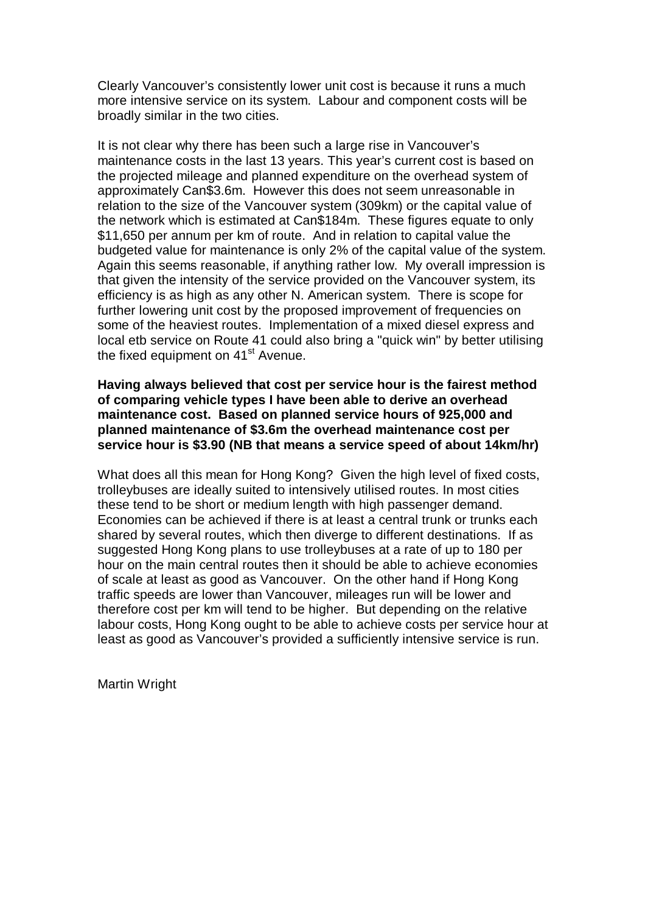Clearly Vancouver's consistently lower unit cost is because it runs a much more intensive service on its system. Labour and component costs will be broadly similar in the two cities.

It is not clear why there has been such a large rise in Vancouver's maintenance costs in the last 13 years. This year's current cost is based on the projected mileage and planned expenditure on the overhead system of approximately Can$3.6m. However this does not seem unreasonable in relation to the size of the Vancouver system (309km) or the capital value of the network which is estimated at Can$184m. These figures equate to only $11,650 per annum per km of route. And in relation to capital value the budgeted value for maintenance is only 2% of the capital value of the system. Again this seems reasonable, if anything rather low. My overall impression is that given the intensity of the service provided on the Vancouver system, its efficiency is as high as any other N. American system. There is scope for further lowering unit cost by the proposed improvement of frequencies on some of the heaviest routes. Implementation of a mixed diesel express and local etb service on Route 41 could also bring a "quick win" by better utilising the fixed equipment on 41st Avenue.

**Having always believed that cost per service hour is the fairest method of comparing vehicle types I have been able to derive an overhead maintenance cost. Based on planned service hours of 925,000 and planned maintenance of $3.6m the overhead maintenance cost per service hour is $3.90 (NB that means a service speed of about 14km/hr)**

What does all this mean for Hong Kong? Given the high level of fixed costs, trolleybuses are ideally suited to intensively utilised routes. In most cities these tend to be short or medium length with high passenger demand. Economies can be achieved if there is at least a central trunk or trunks each shared by several routes, which then diverge to different destinations. If as suggested Hong Kong plans to use trolleybuses at a rate of up to 180 per hour on the main central routes then it should be able to achieve economies of scale at least as good as Vancouver. On the other hand if Hong Kong traffic speeds are lower than Vancouver, mileages run will be lower and therefore cost per km will tend to be higher. But depending on the relative labour costs, Hong Kong ought to be able to achieve costs per service hour at least as good as Vancouver's provided a sufficiently intensive service is run.

Martin Wright